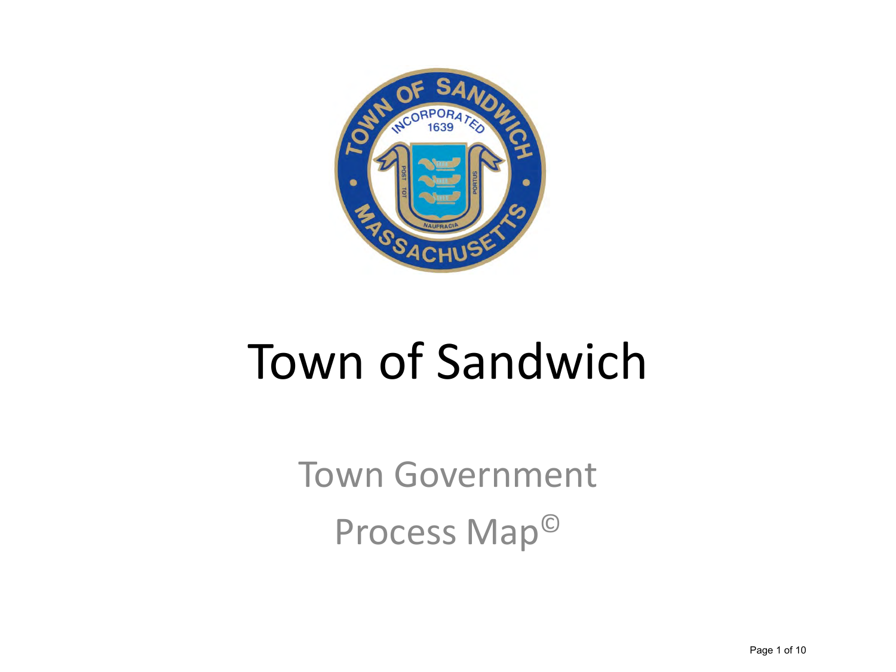# Town of Sandwich

Town Government

Process Map©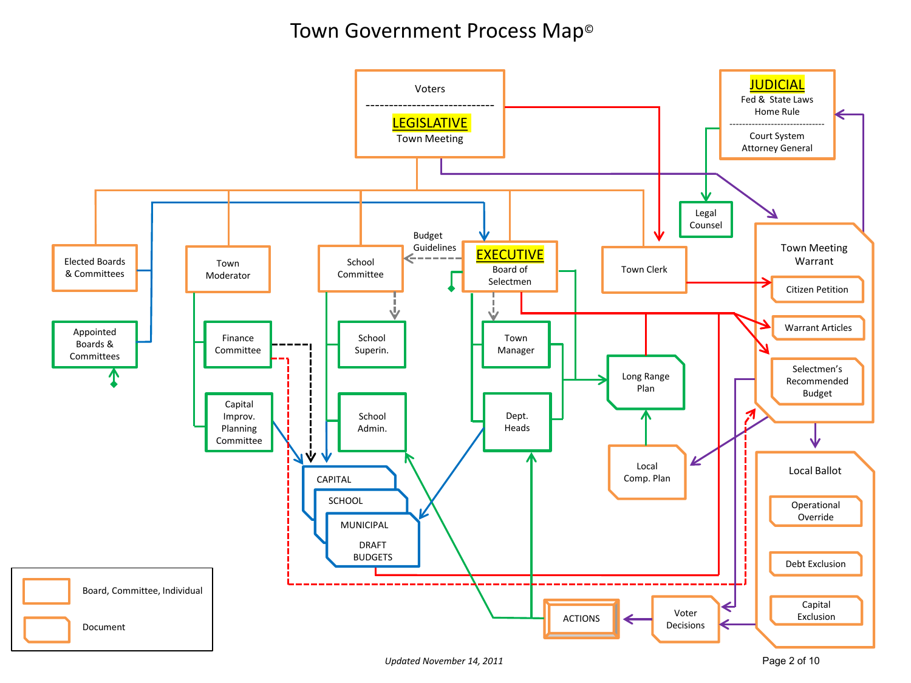# Town Government Process Map©

Voters

LEGISLATIVE
Town Meeting

JUDICIAL
Fed & State Laws
Home Rule

Court System
Attorney General

Legal Counsel

Elected Boards & Committees

Appointed Boards & Committees

Town Moderator

Finance Committee

Capital Improv. Planning Committee

School Committee

School Superin.

School Admin.

Budget Guidelines

EXECUTIVE
Board of Selectmen

Town Manager

Dept. Heads

Town Clerk

Long Range Plan

Local Comp. Plan

Town Meeting Warrant
- Citizen Petition
- Warrant Articles
- Selectmen's Recommended Budget

Local Ballot
- Operational Override
- Debt Exclusion
- Capital Exclusion

CAPITAL
SCHOOL
MUNICIPAL
DRAFT BUDGETS

ACTIONS

Voter Decisions

Legend:
- Board, Committee, Individual
- Document

*Updated November 14, 2011*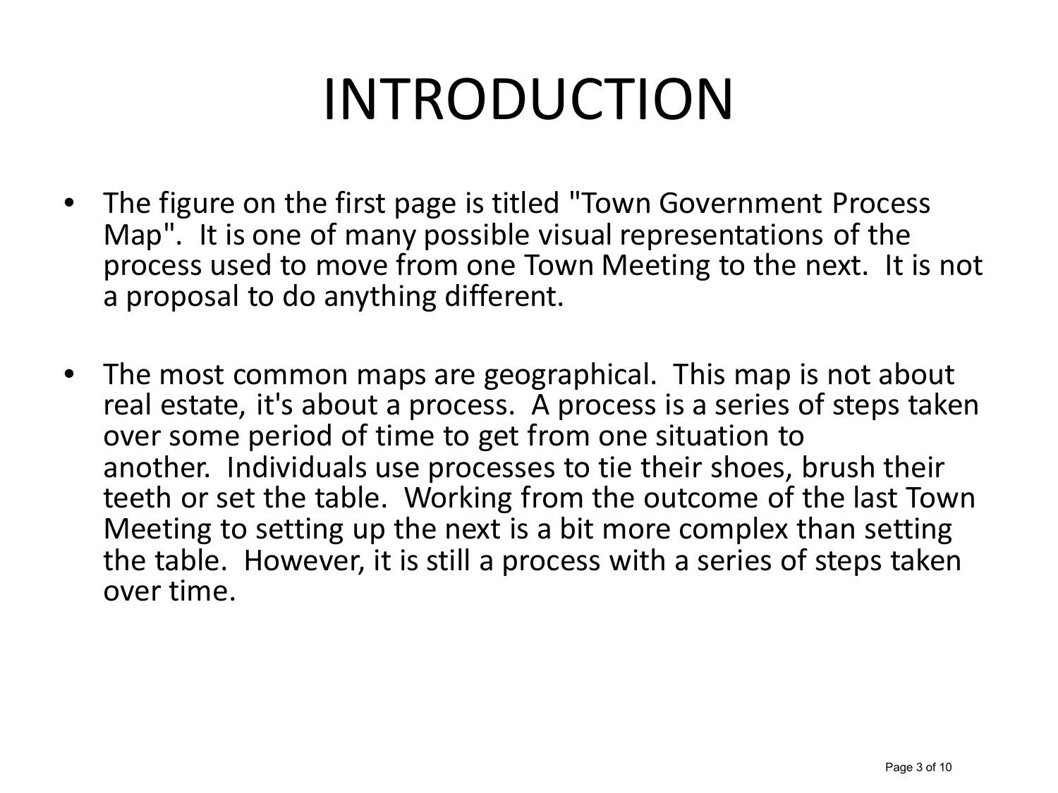# INTRODUCTION

- The figure on the first page is titled "Town Government Process Map". It is one of many possible visual representations of the process used to move from one Town Meeting to the next. It is not a proposal to do anything different.

- The most common maps are geographical. This map is not about real estate, it's about a process. A process is a series of steps taken over some period of time to get from one situation to another. Individuals use processes to tie their shoes, brush their teeth or set the table. Working from the outcome of the last Town Meeting to setting up the next is a bit more complex than setting the table. However, it is still a process with a series of steps taken over time.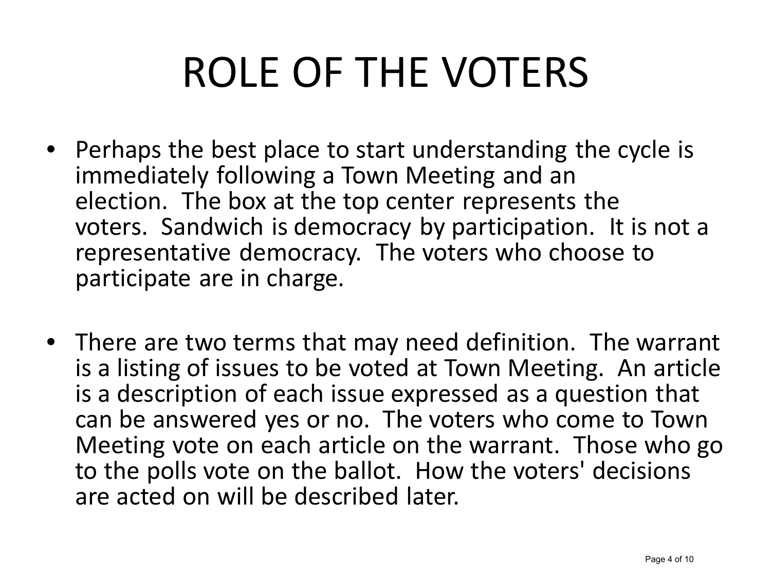# ROLE OF THE VOTERS

- Perhaps the best place to start understanding the cycle is immediately following a Town Meeting and an election. The box at the top center represents the voters. Sandwich is democracy by participation. It is not a representative democracy. The voters who choose to participate are in charge.

- There are two terms that may need definition. The warrant is a listing of issues to be voted at Town Meeting. An article is a description of each issue expressed as a question that can be answered yes or no. The voters who come to Town Meeting vote on each article on the warrant. Those who go to the polls vote on the ballot. How the voters' decisions are acted on will be described later.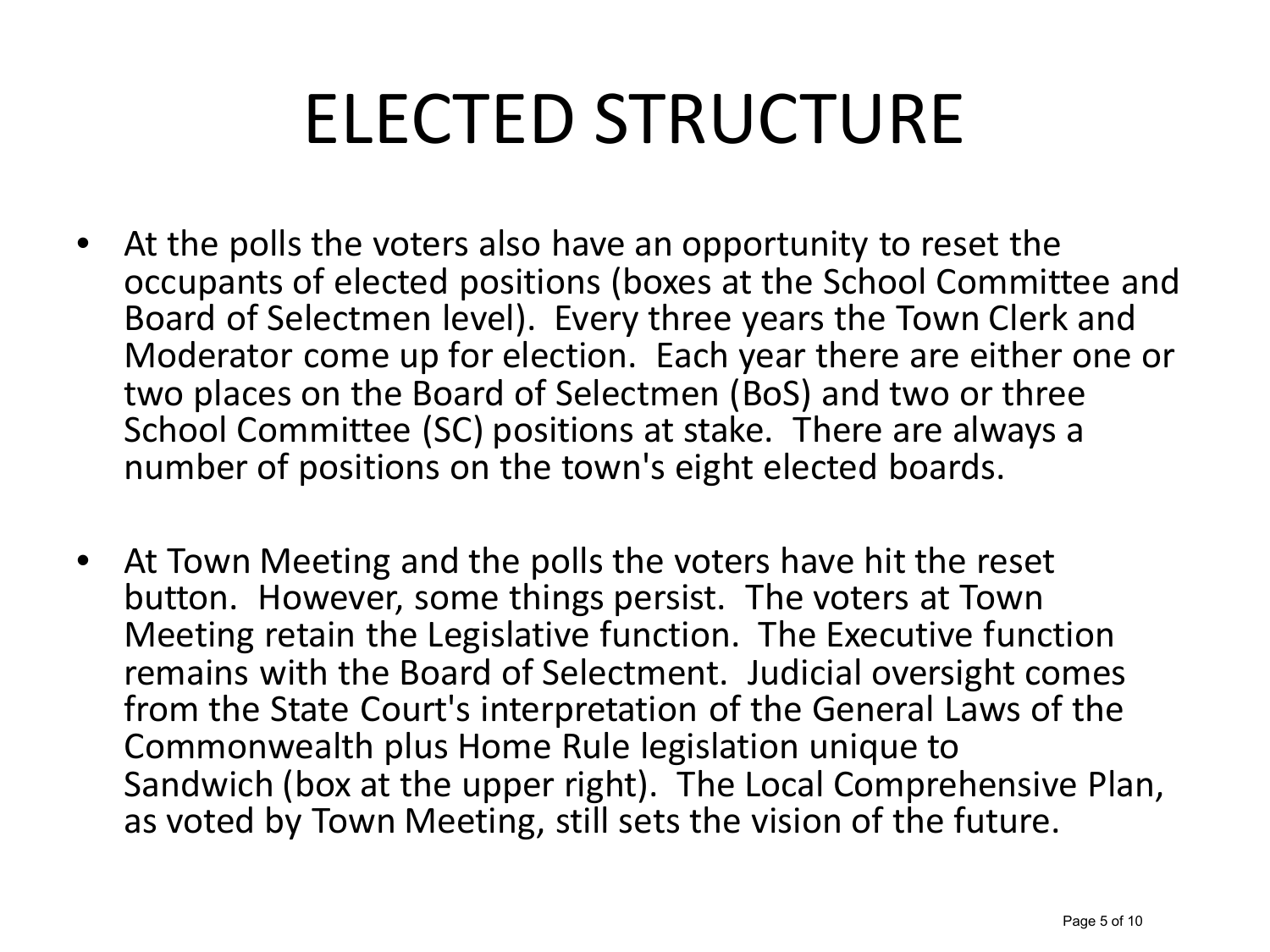# ELECTED STRUCTURE

- At the polls the voters also have an opportunity to reset the occupants of elected positions (boxes at the School Committee and Board of Selectmen level). Every three years the Town Clerk and Moderator come up for election. Each year there are either one or two places on the Board of Selectmen (BoS) and two or three School Committee (SC) positions at stake. There are always a number of positions on the town's eight elected boards.

- At Town Meeting and the polls the voters have hit the reset button. However, some things persist. The voters at Town Meeting retain the Legislative function. The Executive function remains with the Board of Selectment. Judicial oversight comes from the State Court's interpretation of the General Laws of the Commonwealth plus Home Rule legislation unique to Sandwich (box at the upper right). The Local Comprehensive Plan, as voted by Town Meeting, still sets the vision of the future.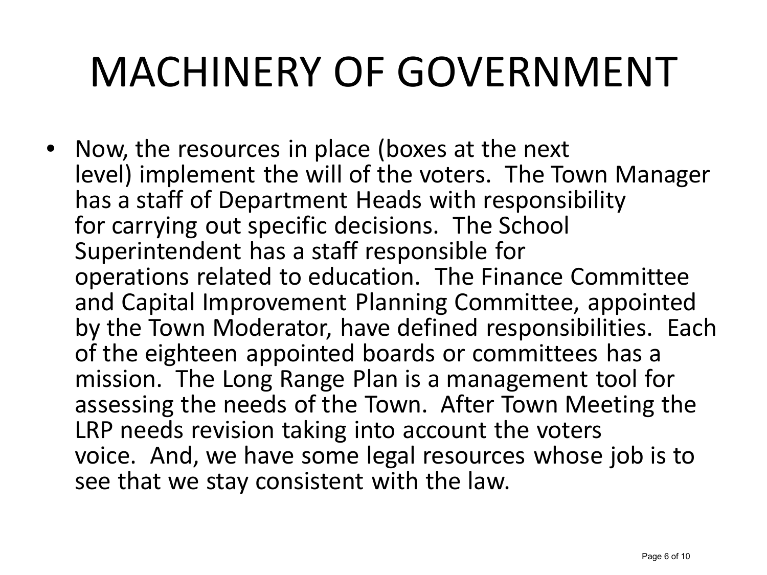# MACHINERY OF GOVERNMENT

- Now, the resources in place (boxes at the next level) implement the will of the voters. The Town Manager has a staff of Department Heads with responsibility for carrying out specific decisions. The School Superintendent has a staff responsible for operations related to education. The Finance Committee and Capital Improvement Planning Committee, appointed by the Town Moderator, have defined responsibilities. Each of the eighteen appointed boards or committees has a mission. The Long Range Plan is a management tool for assessing the needs of the Town. After Town Meeting the LRP needs revision taking into account the voters voice. And, we have some legal resources whose job is to see that we stay consistent with the law.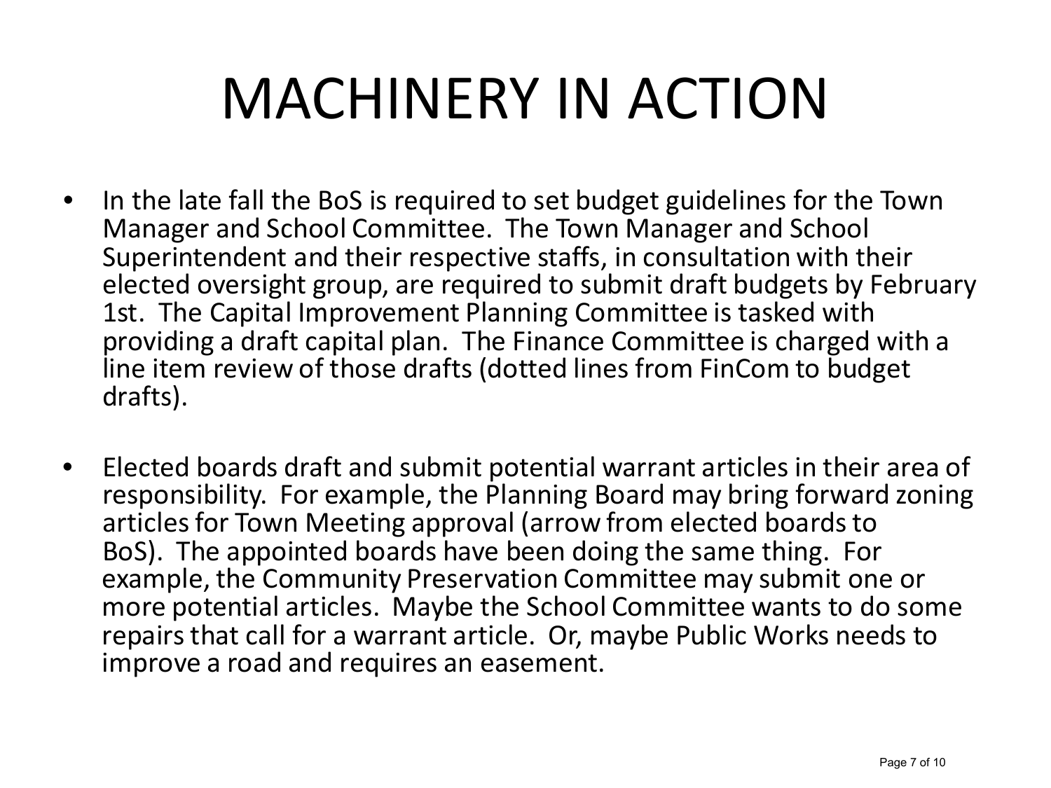# MACHINERY IN ACTION

- In the late fall the BoS is required to set budget guidelines for the Town Manager and School Committee. The Town Manager and School Superintendent and their respective staffs, in consultation with their elected oversight group, are required to submit draft budgets by February 1st. The Capital Improvement Planning Committee is tasked with providing a draft capital plan. The Finance Committee is charged with a line item review of those drafts (dotted lines from FinCom to budget drafts).

- Elected boards draft and submit potential warrant articles in their area of responsibility. For example, the Planning Board may bring forward zoning articles for Town Meeting approval (arrow from elected boards to BoS). The appointed boards have been doing the same thing. For example, the Community Preservation Committee may submit one or more potential articles. Maybe the School Committee wants to do some repairs that call for a warrant article. Or, maybe Public Works needs to improve a road and requires an easement.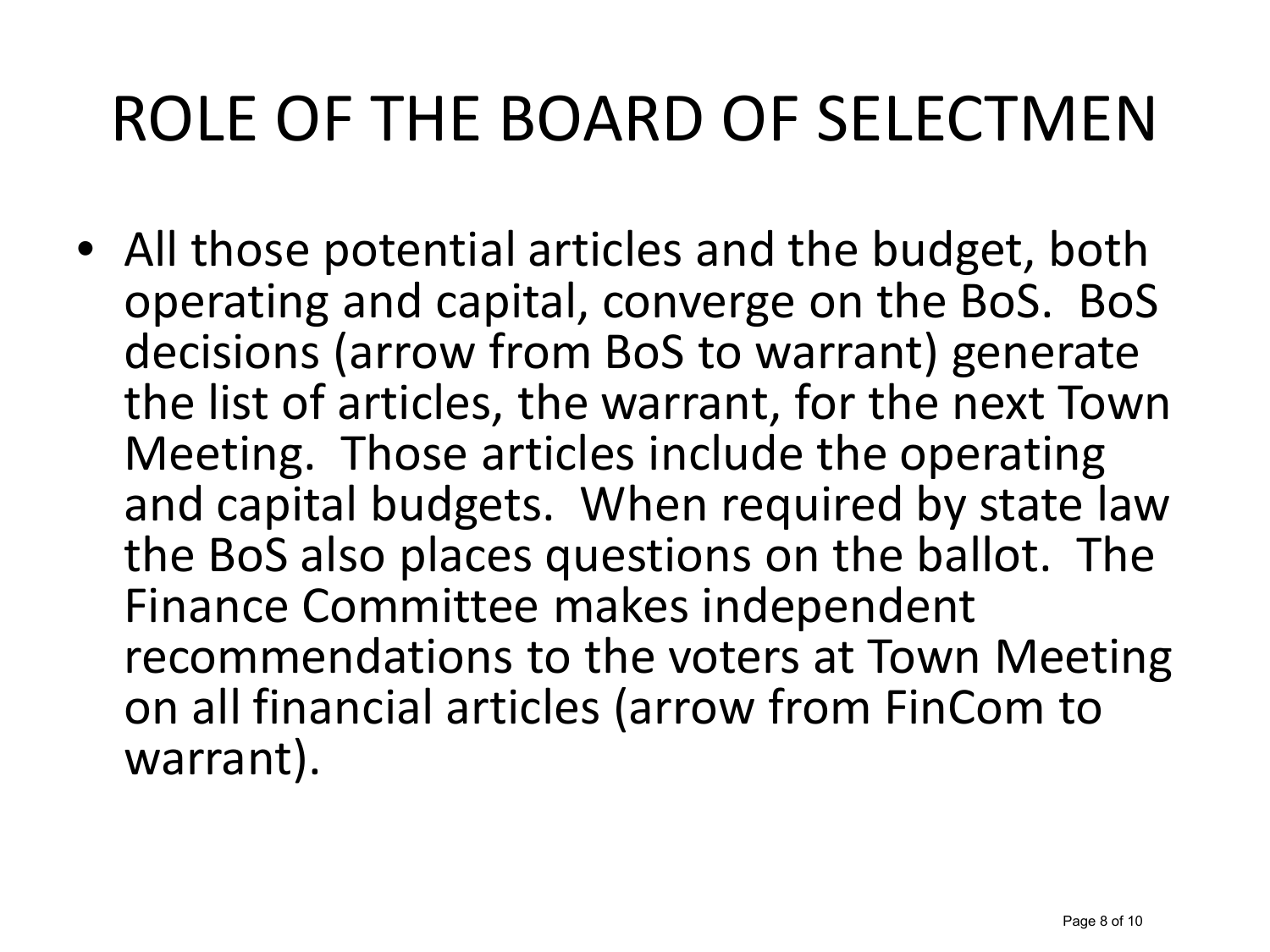# ROLE OF THE BOARD OF SELECTMEN

- All those potential articles and the budget, both operating and capital, converge on the BoS. BoS decisions (arrow from BoS to warrant) generate the list of articles, the warrant, for the next Town Meeting. Those articles include the operating and capital budgets. When required by state law the BoS also places questions on the ballot. The Finance Committee makes independent recommendations to the voters at Town Meeting on all financial articles (arrow from FinCom to warrant).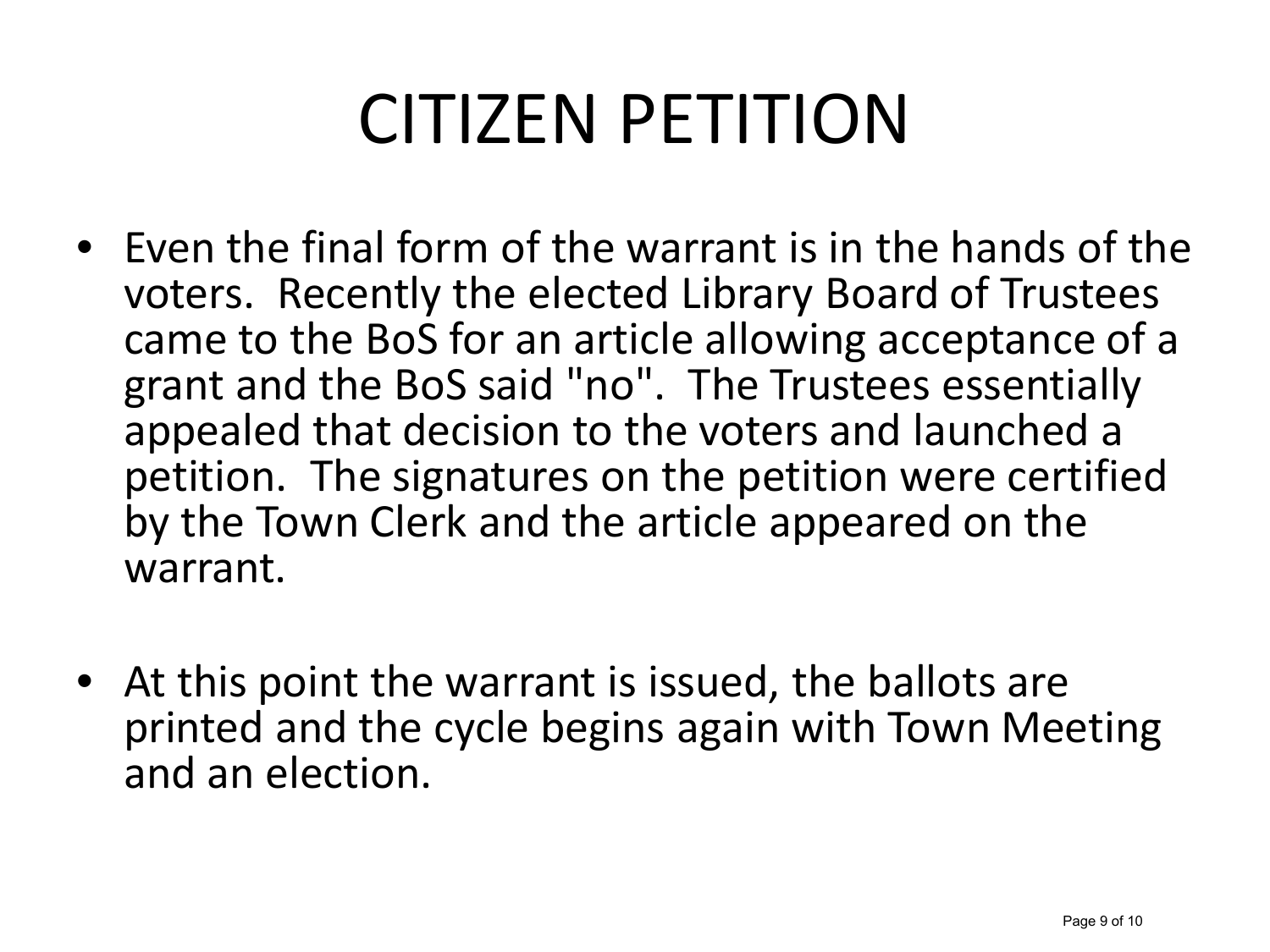# CITIZEN PETITION

- Even the final form of the warrant is in the hands of the voters. Recently the elected Library Board of Trustees came to the BoS for an article allowing acceptance of a grant and the BoS said "no". The Trustees essentially appealed that decision to the voters and launched a petition. The signatures on the petition were certified by the Town Clerk and the article appeared on the warrant.

- At this point the warrant is issued, the ballots are printed and the cycle begins again with Town Meeting and an election.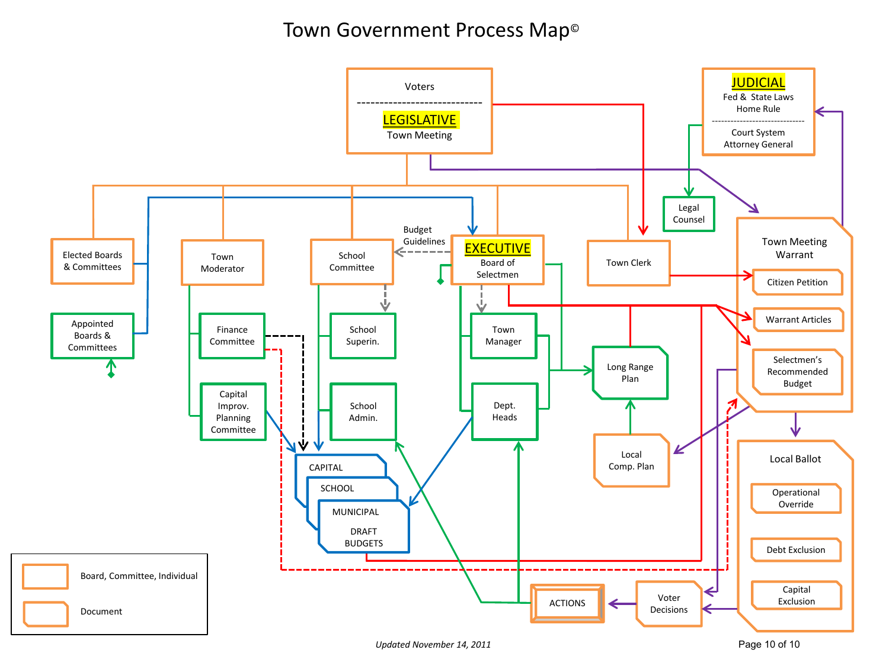# Town Government Process Map©

Voters

LEGISLATIVE

Town Meeting

JUDICIAL

Fed & State Laws

Home Rule

Court System

Attorney General

Legal Counsel

Elected Boards & Committees

Appointed Boards & Committees

Town Moderator

Finance Committee

Capital Improv. Planning Committee

School Committee

School Superin.

School Admin.

Budget Guidelines

EXECUTIVE

Board of Selectmen

Town Manager

Dept. Heads

Town Clerk

Long Range Plan

Local Comp. Plan

Town Meeting Warrant

Citizen Petition

Warrant Articles

Selectmen's Recommended Budget

Local Ballot

Operational Override

Debt Exclusion

Capital Exclusion

CAPITAL

SCHOOL

MUNICIPAL

DRAFT BUDGETS

ACTIONS

Voter Decisions

Board, Committee, Individual

Document

*Updated November 14, 2011*